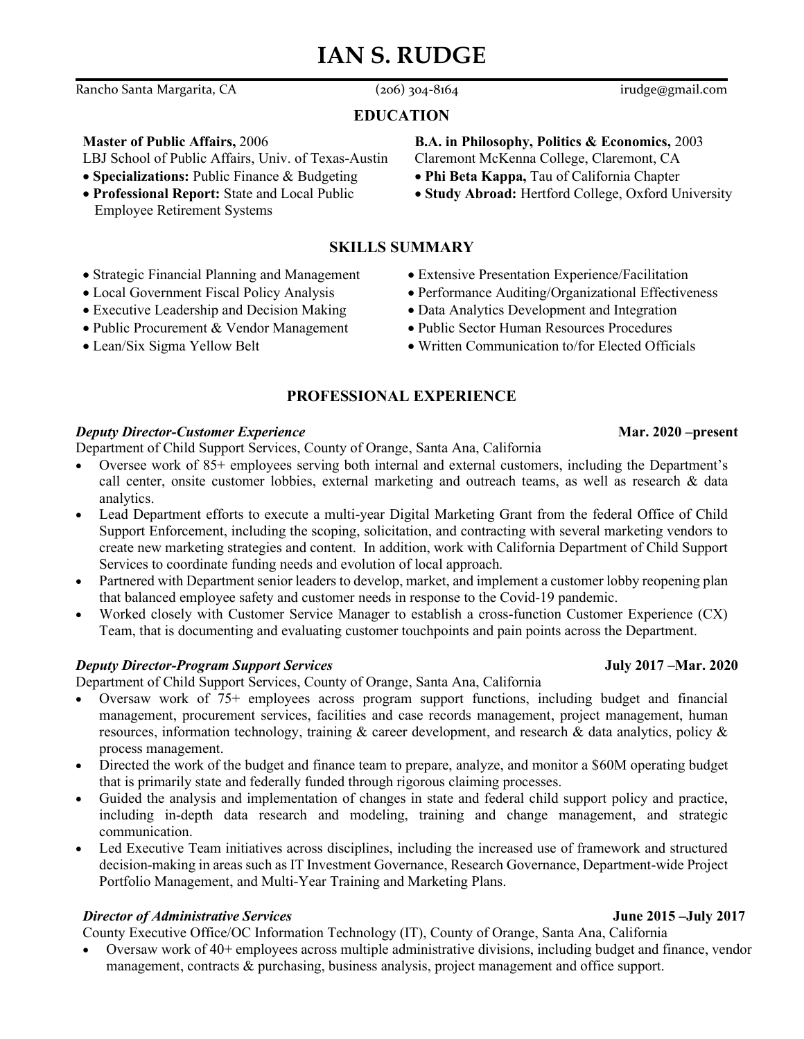# IAN S. RUDGE

Rancho Santa Margarita, CA | (206) 304-8164 | irudge@gmail.com

## EDUCATION

**Master of Public Affairs,** 2006
LBJ School of Public Affairs, Univ. of Texas-Austin
- **Specializations:** Public Finance & Budgeting
- **Professional Report:** State and Local Public Employee Retirement Systems

**B.A. in Philosophy, Politics & Economics,** 2003
Claremont McKenna College, Claremont, CA
- **Phi Beta Kappa,** Tau of California Chapter
- **Study Abroad:** Hertford College, Oxford University

## SKILLS SUMMARY

- Strategic Financial Planning and Management
- Local Government Fiscal Policy Analysis
- Executive Leadership and Decision Making
- Public Procurement & Vendor Management
- Lean/Six Sigma Yellow Belt
- Extensive Presentation Experience/Facilitation
- Performance Auditing/Organizational Effectiveness
- Data Analytics Development and Integration
- Public Sector Human Resources Procedures
- Written Communication to/for Elected Officials

## PROFESSIONAL EXPERIENCE

***Deputy Director-Customer Experience*** **Mar. 2020 –present**
Department of Child Support Services, County of Orange, Santa Ana, California
- Oversee work of 85+ employees serving both internal and external customers, including the Department's call center, onsite customer lobbies, external marketing and outreach teams, as well as research & data analytics.
- Lead Department efforts to execute a multi-year Digital Marketing Grant from the federal Office of Child Support Enforcement, including the scoping, solicitation, and contracting with several marketing vendors to create new marketing strategies and content. In addition, work with California Department of Child Support Services to coordinate funding needs and evolution of local approach.
- Partnered with Department senior leaders to develop, market, and implement a customer lobby reopening plan that balanced employee safety and customer needs in response to the Covid-19 pandemic.
- Worked closely with Customer Service Manager to establish a cross-function Customer Experience (CX) Team, that is documenting and evaluating customer touchpoints and pain points across the Department.

***Deputy Director-Program Support Services*** **July 2017 –Mar. 2020**
Department of Child Support Services, County of Orange, Santa Ana, California
- Oversaw work of 75+ employees across program support functions, including budget and financial management, procurement services, facilities and case records management, project management, human resources, information technology, training & career development, and research & data analytics, policy & process management.
- Directed the work of the budget and finance team to prepare, analyze, and monitor a $60M operating budget that is primarily state and federally funded through rigorous claiming processes.
- Guided the analysis and implementation of changes in state and federal child support policy and practice, including in-depth data research and modeling, training and change management, and strategic communication.
- Led Executive Team initiatives across disciplines, including the increased use of framework and structured decision-making in areas such as IT Investment Governance, Research Governance, Department-wide Project Portfolio Management, and Multi-Year Training and Marketing Plans.

***Director of Administrative Services*** **June 2015 –July 2017**
County Executive Office/OC Information Technology (IT), County of Orange, Santa Ana, California
- Oversaw work of 40+ employees across multiple administrative divisions, including budget and finance, vendor management, contracts & purchasing, business analysis, project management and office support.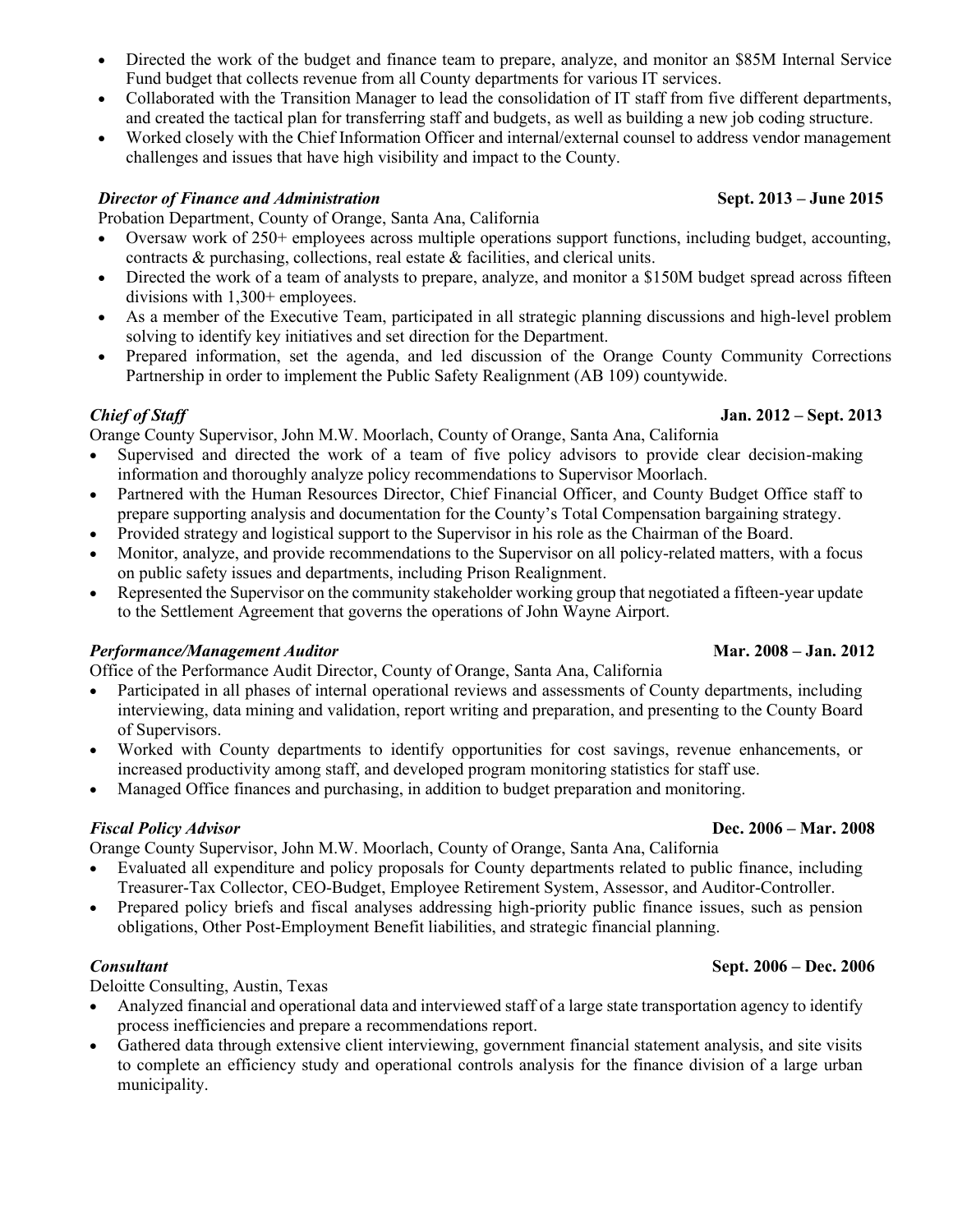- Directed the work of the budget and finance team to prepare, analyze, and monitor an $85M Internal Service Fund budget that collects revenue from all County departments for various IT services.
- Collaborated with the Transition Manager to lead the consolidation of IT staff from five different departments, and created the tactical plan for transferring staff and budgets, as well as building a new job coding structure.
- Worked closely with the Chief Information Officer and internal/external counsel to address vendor management challenges and issues that have high visibility and impact to the County.

***Director of Finance and Administration*** **Sept. 2013 – June 2015**

Probation Department, County of Orange, Santa Ana, California

- Oversaw work of 250+ employees across multiple operations support functions, including budget, accounting, contracts & purchasing, collections, real estate & facilities, and clerical units.
- Directed the work of a team of analysts to prepare, analyze, and monitor a $150M budget spread across fifteen divisions with 1,300+ employees.
- As a member of the Executive Team, participated in all strategic planning discussions and high-level problem solving to identify key initiatives and set direction for the Department.
- Prepared information, set the agenda, and led discussion of the Orange County Community Corrections Partnership in order to implement the Public Safety Realignment (AB 109) countywide.

***Chief of Staff*** **Jan. 2012 – Sept. 2013**

Orange County Supervisor, John M.W. Moorlach, County of Orange, Santa Ana, California

- Supervised and directed the work of a team of five policy advisors to provide clear decision-making information and thoroughly analyze policy recommendations to Supervisor Moorlach.
- Partnered with the Human Resources Director, Chief Financial Officer, and County Budget Office staff to prepare supporting analysis and documentation for the County's Total Compensation bargaining strategy.
- Provided strategy and logistical support to the Supervisor in his role as the Chairman of the Board.
- Monitor, analyze, and provide recommendations to the Supervisor on all policy-related matters, with a focus on public safety issues and departments, including Prison Realignment.
- Represented the Supervisor on the community stakeholder working group that negotiated a fifteen-year update to the Settlement Agreement that governs the operations of John Wayne Airport.

***Performance/Management Auditor*** **Mar. 2008 – Jan. 2012**

Office of the Performance Audit Director, County of Orange, Santa Ana, California

- Participated in all phases of internal operational reviews and assessments of County departments, including interviewing, data mining and validation, report writing and preparation, and presenting to the County Board of Supervisors.
- Worked with County departments to identify opportunities for cost savings, revenue enhancements, or increased productivity among staff, and developed program monitoring statistics for staff use.
- Managed Office finances and purchasing, in addition to budget preparation and monitoring.

***Fiscal Policy Advisor*** **Dec. 2006 – Mar. 2008**

Orange County Supervisor, John M.W. Moorlach, County of Orange, Santa Ana, California

- Evaluated all expenditure and policy proposals for County departments related to public finance, including Treasurer-Tax Collector, CEO-Budget, Employee Retirement System, Assessor, and Auditor-Controller.
- Prepared policy briefs and fiscal analyses addressing high-priority public finance issues, such as pension obligations, Other Post-Employment Benefit liabilities, and strategic financial planning.

***Consultant*** **Sept. 2006 – Dec. 2006**

Deloitte Consulting, Austin, Texas

- Analyzed financial and operational data and interviewed staff of a large state transportation agency to identify process inefficiencies and prepare a recommendations report.
- Gathered data through extensive client interviewing, government financial statement analysis, and site visits to complete an efficiency study and operational controls analysis for the finance division of a large urban municipality.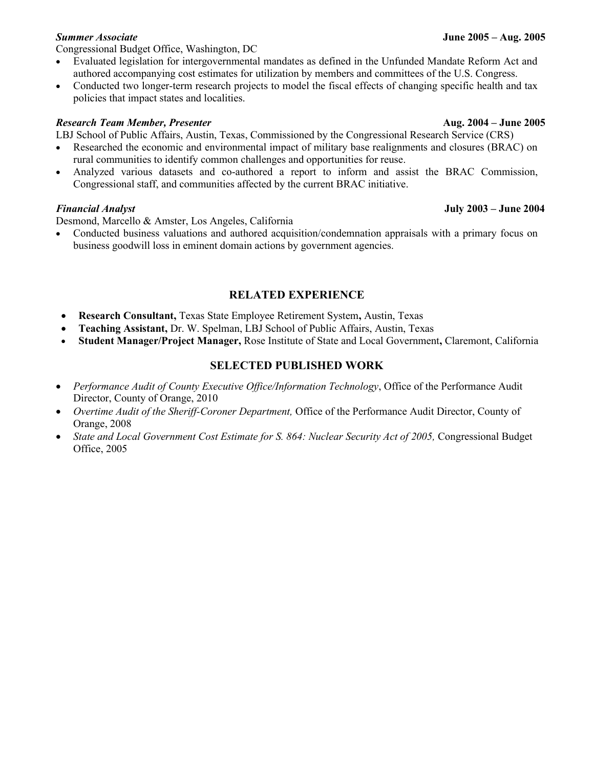***Summer Associate*** **June 2005 – Aug. 2005**

Congressional Budget Office, Washington, DC

- Evaluated legislation for intergovernmental mandates as defined in the Unfunded Mandate Reform Act and authored accompanying cost estimates for utilization by members and committees of the U.S. Congress.
- Conducted two longer-term research projects to model the fiscal effects of changing specific health and tax policies that impact states and localities.

***Research Team Member, Presenter*** **Aug. 2004 – June 2005**

LBJ School of Public Affairs, Austin, Texas, Commissioned by the Congressional Research Service (CRS)

- Researched the economic and environmental impact of military base realignments and closures (BRAC) on rural communities to identify common challenges and opportunities for reuse.
- Analyzed various datasets and co-authored a report to inform and assist the BRAC Commission, Congressional staff, and communities affected by the current BRAC initiative.

***Financial Analyst*** **July 2003 – June 2004**

Desmond, Marcello & Amster, Los Angeles, California

- Conducted business valuations and authored acquisition/condemnation appraisals with a primary focus on business goodwill loss in eminent domain actions by government agencies.

## RELATED EXPERIENCE

- **Research Consultant,** Texas State Employee Retirement System**,** Austin, Texas
- **Teaching Assistant,** Dr. W. Spelman, LBJ School of Public Affairs, Austin, Texas
- **Student Manager/Project Manager,** Rose Institute of State and Local Government**,** Claremont, California

## SELECTED PUBLISHED WORK

- *Performance Audit of County Executive Office/Information Technology*, Office of the Performance Audit Director, County of Orange, 2010
- *Overtime Audit of the Sheriff-Coroner Department,* Office of the Performance Audit Director, County of Orange, 2008
- *State and Local Government Cost Estimate for S. 864: Nuclear Security Act of 2005,* Congressional Budget Office, 2005